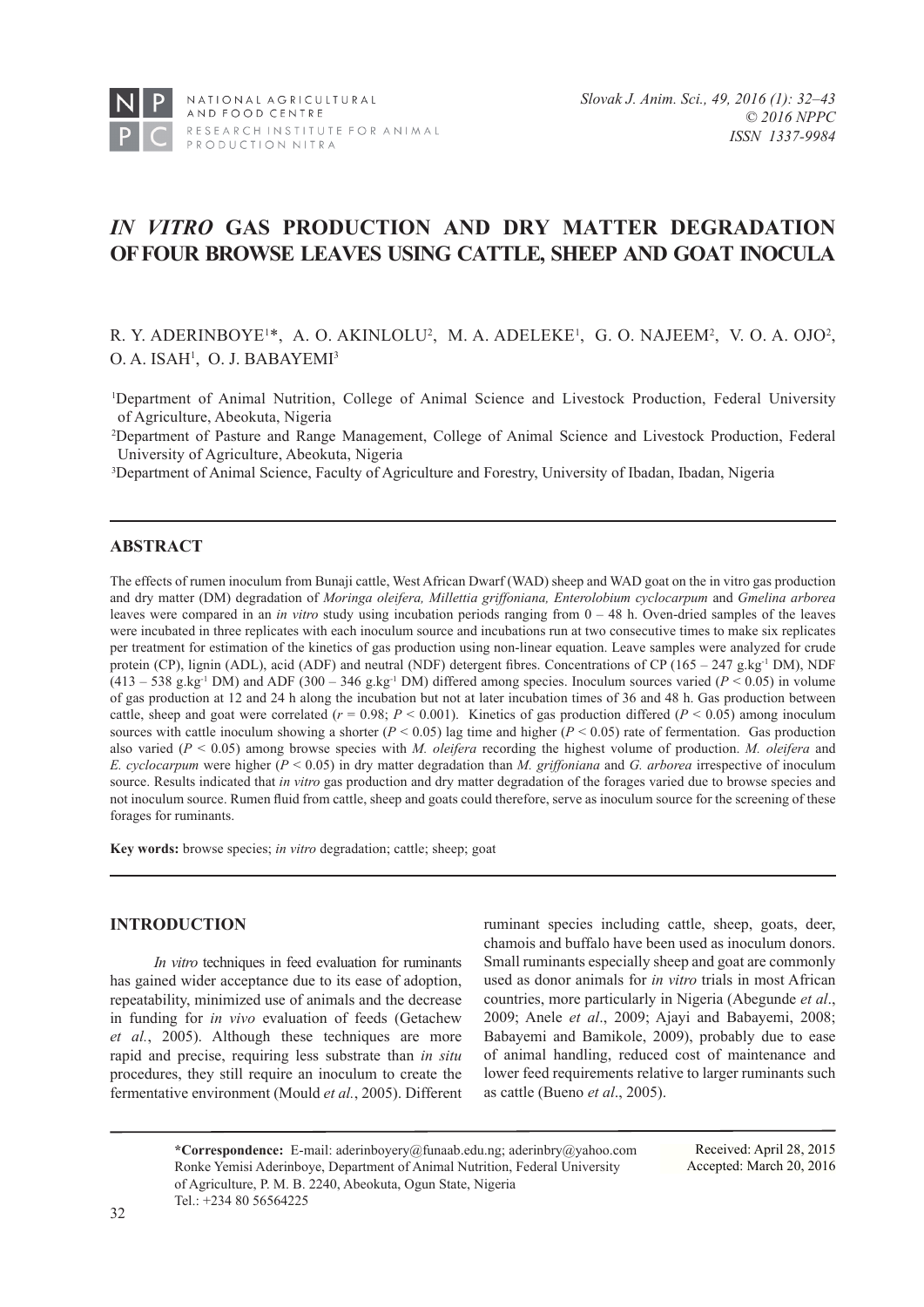# *IN VITRO* GAS PRODUCTION AND DRY MATTER DEGRADATION OF FOUR BROWSE LEAVES USING CATTLE, SHEEP AND GOAT INOCULA

R. Y. ADERINBOYE[1]*, A. O. AKINLOLU[2], M. A. ADELEKE[1], G. O. NAJEEM[2], V. O. A. OJO[2], O. A. ISAH[1], O. J. BABAYEMI[3]

[1]Department of Animal Nutrition, College of Animal Science and Livestock Production, Federal University of Agriculture, Abeokuta, Nigeria

[2]Department of Pasture and Range Management, College of Animal Science and Livestock Production, Federal University of Agriculture, Abeokuta, Nigeria

[3]Department of Animal Science, Faculty of Agriculture and Forestry, University of Ibadan, Ibadan, Nigeria

## ABSTRACT

The effects of rumen inoculum from Bunaji cattle, West African Dwarf (WAD) sheep and WAD goat on the in vitro gas production and dry matter (DM) degradation of *Moringa oleifera, Millettia griffoniana, Enterolobium cyclocarpum* and *Gmelina arborea* leaves were compared in an *in vitro* study using incubation periods ranging from 0 – 48 h. Oven-dried samples of the leaves were incubated in three replicates with each inoculum source and incubations run at two consecutive times to make six replicates per treatment for estimation of the kinetics of gas production using non-linear equation. Leave samples were analyzed for crude protein (CP), lignin (ADL), acid (ADF) and neutral (NDF) detergent fibres. Concentrations of CP (165 – 247 $g.kg^{-1}$ DM), NDF (413 – 538 $g.kg^{-1}$ DM) and ADF (300 – 346 $g.kg^{-1}$ DM) differed among species. Inoculum sources varied ($P < 0.05$) in volume of gas production at 12 and 24 h along the incubation but not at later incubation times of 36 and 48 h. Gas production between cattle, sheep and goat were correlated ($r = 0.98$; $P < 0.001$). Kinetics of gas production differed ($P < 0.05$) among inoculum sources with cattle inoculum showing a shorter ($P < 0.05$) lag time and higher ($P < 0.05$) rate of fermentation. Gas production also varied ($P < 0.05$) among browse species with *M. oleifera* recording the highest volume of production. *M. oleifera* and *E. cyclocarpum* were higher ($P < 0.05$) in dry matter degradation than *M. griffoniana* and *G. arborea* irrespective of inoculum source. Results indicated that *in vitro* gas production and dry matter degradation of the forages varied due to browse species and not inoculum source. Rumen fluid from cattle, sheep and goats could therefore, serve as inoculum source for the screening of these forages for ruminants.

**Key words:** browse species; *in vitro* degradation; cattle; sheep; goat

## INTRODUCTION

*In vitro* techniques in feed evaluation for ruminants has gained wider acceptance due to its ease of adoption, repeatability, minimized use of animals and the decrease in funding for *in vivo* evaluation of feeds (Getachew *et al.*, 2005). Although these techniques are more rapid and precise, requiring less substrate than *in situ* procedures, they still require an inoculum to create the fermentative environment (Mould *et al.*, 2005). Different ruminant species including cattle, sheep, goats, deer, chamois and buffalo have been used as inoculum donors. Small ruminants especially sheep and goat are commonly used as donor animals for *in vitro* trials in most African countries, more particularly in Nigeria (Abegunde *et al*., 2009; Anele *et al*., 2009; Ajayi and Babayemi, 2008; Babayemi and Bamikole, 2009), probably due to ease of animal handling, reduced cost of maintenance and lower feed requirements relative to larger ruminants such as cattle (Bueno *et al*., 2005).

**\*Correspondence:** E-mail: aderinboyery@funaab.edu.ng; aderinbry@yahoo.com
Ronke Yemisi Aderinboye, Department of Animal Nutrition, Federal University of Agriculture, P. M. B. 2240, Abeokuta, Ogun State, Nigeria
Tel.: +234 80 56564225

Received: April 28, 2015
Accepted: March 20, 2016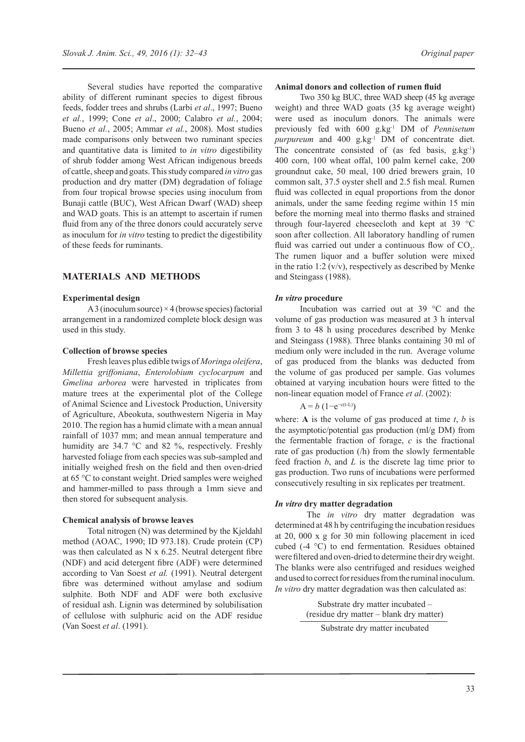Several studies have reported the comparative ability of different ruminant species to digest fibrous feeds, fodder trees and shrubs (Larbi *et al*., 1997; Bueno *et al.*, 1999; Cone *et al*., 2000; Calabro *et al.*, 2004; Bueno *et al.*, 2005; Ammar *et al.*, 2008). Most studies made comparisons only between two ruminant species and quantitative data is limited to *in vitro* digestibility of shrub fodder among West African indigenous breeds of cattle, sheep and goats. This study compared *in vitro* gas production and dry matter (DM) degradation of foliage from four tropical browse species using inoculum from Bunaji cattle (BUC), West African Dwarf (WAD) sheep and WAD goats. This is an attempt to ascertain if rumen fluid from any of the three donors could accurately serve as inoculum for *in vitro* testing to predict the digestibility of these feeds for ruminants.

## MATERIALS AND METHODS

### Experimental design

A 3 (inoculum source) × 4 (browse species) factorial arrangement in a randomized complete block design was used in this study.

### Collection of browse species

Fresh leaves plus edible twigs of *Moringa oleifera*, *Millettia griffoniana*, *Enterolobium cyclocarpum* and *Gmelina arborea* were harvested in triplicates from mature trees at the experimental plot of the College of Animal Science and Livestock Production, University of Agriculture, Abeokuta, southwestern Nigeria in May 2010. The region has a humid climate with a mean annual rainfall of 1037 mm; and mean annual temperature and humidity are 34.7 °C and 82 %, respectively. Freshly harvested foliage from each species was sub-sampled and initially weighed fresh on the field and then oven-dried at 65 °C to constant weight. Dried samples were weighed and hammer-milled to pass through a 1mm sieve and then stored for subsequent analysis.

### Chemical analysis of browse leaves

Total nitrogen (N) was determined by the Kjeldahl method (AOAC, 1990; ID 973.18). Crude protein (CP) was then calculated as N x 6.25. Neutral detergent fibre (NDF) and acid detergent fibre (ADF) were determined according to Van Soest *et al.* (1991). Neutral detergent fibre was determined without amylase and sodium sulphite. Both NDF and ADF were both exclusive of residual ash. Lignin was determined by solubilisation of cellulose with sulphuric acid on the ADF residue (Van Soest *et al*. (1991).

### Animal donors and collection of rumen fluid

Two 350 kg BUC, three WAD sheep (45 kg average weight) and three WAD goats (35 kg average weight) were used as inoculum donors. The animals were previously fed with 600 g.kg$^{-1}$ DM of *Pennisetum purpureum* and 400 g.kg$^{-1}$ DM of concentrate diet. The concentrate consisted of (as fed basis, g.kg$^{-1}$) 400 corn, 100 wheat offal, 100 palm kernel cake, 200 groundnut cake, 50 meal, 100 dried brewers grain, 10 common salt, 37.5 oyster shell and 2.5 fish meal. Rumen fluid was collected in equal proportions from the donor animals, under the same feeding regime within 15 min before the morning meal into thermo flasks and strained through four-layered cheesecloth and kept at 39 °C soon after collection. All laboratory handling of rumen fluid was carried out under a continuous flow of $CO_2$. The rumen liquor and a buffer solution were mixed in the ratio 1:2 (v/v), respectively as described by Menke and Steingass (1988).

### *In vitro* procedure

Incubation was carried out at 39 °C and the volume of gas production was measured at 3 h interval from 3 to 48 h using procedures described by Menke and Steingass (1988). Three blanks containing 30 ml of medium only were included in the run. Average volume of gas produced from the blanks was deducted from the volume of gas produced per sample. Gas volumes obtained at varying incubation hours were fitted to the non-linear equation model of France *et al*. (2002):

$$A = b\,(1 - e^{-c(t-L)})$$

where: **A** is the volume of gas produced at time *t*, *b* is the asymptotic/potential gas production (ml/g DM) from the fermentable fraction of forage, *c* is the fractional rate of gas production (/h) from the slowly fermentable feed fraction *b*, and *L* is the discrete lag time prior to gas production. Two runs of incubations were performed consecutively resulting in six replicates per treatment.

### *In vitro* dry matter degradation

The *in vitro* dry matter degradation was determined at 48 h by centrifuging the incubation residues at 20, 000 x g for 30 min following placement in iced cubed (-4 °C) to end fermentation. Residues obtained were filtered and oven-dried to determine their dry weight. The blanks were also centrifuged and residues weighed and used to correct for residues from the ruminal inoculum. *In vitro* dry matter degradation was then calculated as:

$$\frac{\text{Substrate dry matter incubated} - (\text{residue dry matter} - \text{blank dry matter})}{\text{Substrate dry matter incubated}}$$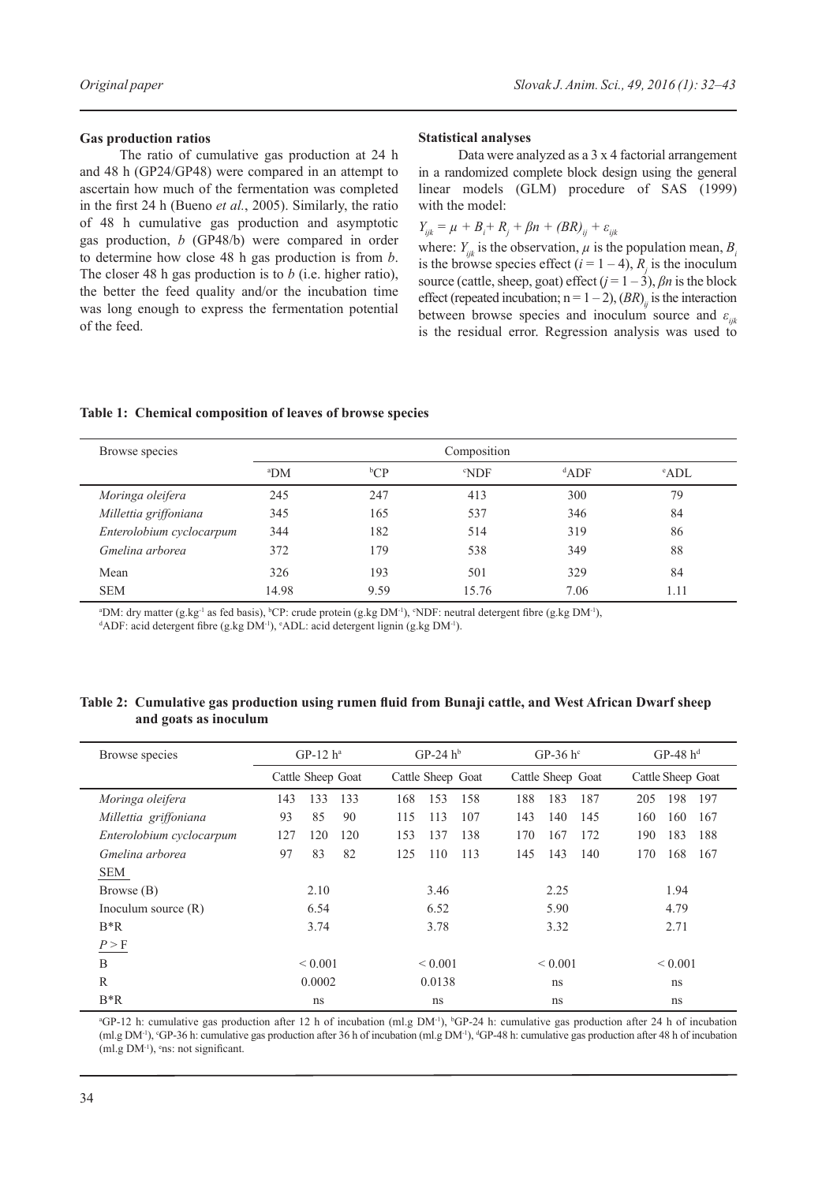**Gas production ratios**

The ratio of cumulative gas production at 24 h and 48 h (GP24/GP48) were compared in an attempt to ascertain how much of the fermentation was completed in the first 24 h (Bueno *et al.*, 2005). Similarly, the ratio of 48 h cumulative gas production and asymptotic gas production, *b* (GP48/b) were compared in order to determine how close 48 h gas production is from *b*. The closer 48 h gas production is to *b* (i.e. higher ratio), the better the feed quality and/or the incubation time was long enough to express the fermentation potential of the feed.

**Statistical analyses**

Data were analyzed as a 3 x 4 factorial arrangement in a randomized complete block design using the general linear models (GLM) procedure of SAS (1999) with the model:

$$Y_{ijk} = \mu + B_i + R_j + \beta n + (BR)_{ij} + \varepsilon_{ijk}$$

where: $Y_{ijk}$ is the observation, $\mu$ is the population mean, $B_i$ is the browse species effect ($i = 1 - 4$), $R_j$ is the inoculum source (cattle, sheep, goat) effect ($j = 1 - 3$), $\beta n$ is the block effect (repeated incubation; $n = 1 - 2$), $(BR)_{ij}$ is the interaction between browse species and inoculum source and $\varepsilon_{ijk}$ is the residual error. Regression analysis was used to

**Table 1: Chemical composition of leaves of browse species**

| Browse species | Composition | | | | |
|---|---|---|---|---|---|
| | [a]DM | [b]CP | [c]NDF | [d]ADF | [e]ADL |
| *Moringa oleifera* | 245 | 247 | 413 | 300 | 79 |
| *Millettia griffoniana* | 345 | 165 | 537 | 346 | 84 |
| *Enterolobium cyclocarpum* | 344 | 182 | 514 | 319 | 86 |
| *Gmelina arborea* | 372 | 179 | 538 | 349 | 88 |
| Mean | 326 | 193 | 501 | 329 | 84 |
| SEM | 14.98 | 9.59 | 15.76 | 7.06 | 1.11 |

[a]DM: dry matter (g.kg$^{-1}$ as fed basis), [b]CP: crude protein (g.kg DM$^{-1}$), [c]NDF: neutral detergent fibre (g.kg DM$^{-1}$), [d]ADF: acid detergent fibre (g.kg DM$^{-1}$), [e]ADL: acid detergent lignin (g.kg DM$^{-1}$).

**Table 2: Cumulative gas production using rumen fluid from Bunaji cattle, and West African Dwarf sheep and goats as inoculum**

| Browse species | GP-12 h[a] | | | GP-24 h[b] | | | GP-36 h[c] | | | GP-48 h[d] | | |
|---|---|---|---|---|---|---|---|---|---|---|---|---|
| | Cattle | Sheep | Goat | Cattle | Sheep | Goat | Cattle | Sheep | Goat | Cattle | Sheep | Goat |
| *Moringa oleifera* | 143 | 133 | 133 | 168 | 153 | 158 | 188 | 183 | 187 | 205 | 198 | 197 |
| *Millettia griffoniana* | 93 | 85 | 90 | 115 | 113 | 107 | 143 | 140 | 145 | 160 | 160 | 167 |
| *Enterolobium cyclocarpum* | 127 | 120 | 120 | 153 | 137 | 138 | 170 | 167 | 172 | 190 | 183 | 188 |
| *Gmelina arborea* | 97 | 83 | 82 | 125 | 110 | 113 | 145 | 143 | 140 | 170 | 168 | 167 |
| SEM | | | | | | | | | | | | |
| Browse (B) | 2.10 | | | 3.46 | | | 2.25 | | | 1.94 | | |
| Inoculum source (R) | 6.54 | | | 6.52 | | | 5.90 | | | 4.79 | | |
| B*R | 3.74 | | | 3.78 | | | 3.32 | | | 2.71 | | |
| $P > F$ | | | | | | | | | | | | |
| B | < 0.001 | | | < 0.001 | | | < 0.001 | | | < 0.001 | | |
| R | 0.0002 | | | 0.0138 | | | ns | | | ns | | |
| B*R | ns | | | ns | | | ns | | | ns | | |

[a]GP-12 h: cumulative gas production after 12 h of incubation (ml.g DM$^{-1}$), [b]GP-24 h: cumulative gas production after 24 h of incubation (ml.g DM$^{-1}$), [c]GP-36 h: cumulative gas production after 36 h of incubation (ml.g DM$^{-1}$), [d]GP-48 h: cumulative gas production after 48 h of incubation (ml.g DM$^{-1}$), [e]ns: not significant.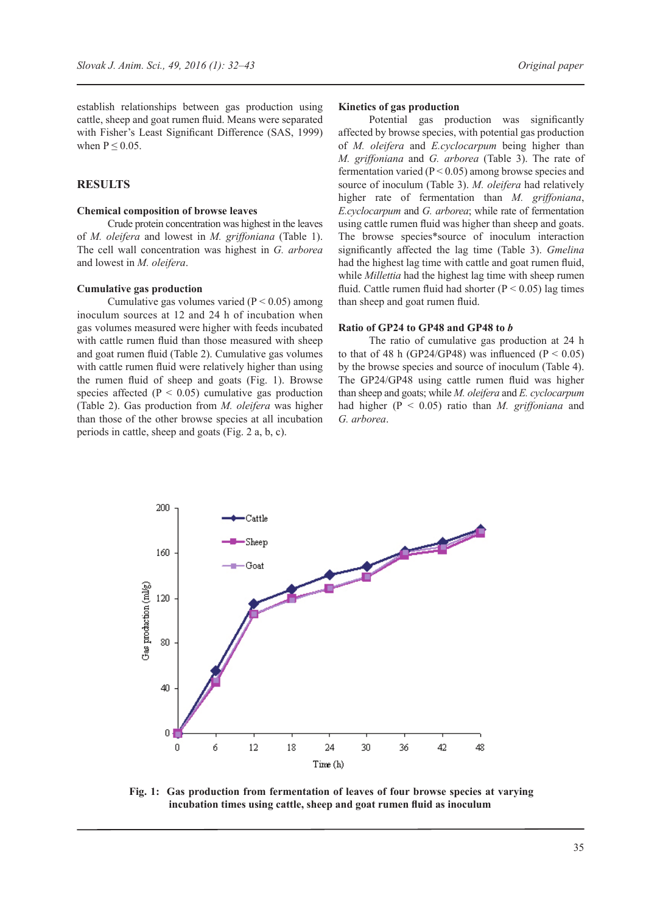establish relationships between gas production using cattle, sheep and goat rumen fluid. Means were separated with Fisher's Least Significant Difference (SAS, 1999) when P ≤ 0.05.

## RESULTS

### Chemical composition of browse leaves

Crude protein concentration was highest in the leaves of *M. oleifera* and lowest in *M. griffoniana* (Table 1). The cell wall concentration was highest in *G. arborea* and lowest in *M. oleifera*.

### Cumulative gas production

Cumulative gas volumes varied (P < 0.05) among inoculum sources at 12 and 24 h of incubation when gas volumes measured were higher with feeds incubated with cattle rumen fluid than those measured with sheep and goat rumen fluid (Table 2). Cumulative gas volumes with cattle rumen fluid were relatively higher than using the rumen fluid of sheep and goats (Fig. 1). Browse species affected (P < 0.05) cumulative gas production (Table 2). Gas production from *M. oleifera* was higher than those of the other browse species at all incubation periods in cattle, sheep and goats (Fig. 2 a, b, c).

### Kinetics of gas production

Potential gas production was significantly affected by browse species, with potential gas production of *M. oleifera* and *E.cyclocarpum* being higher than *M. griffoniana* and *G. arborea* (Table 3). The rate of fermentation varied (P < 0.05) among browse species and source of inoculum (Table 3). *M. oleifera* had relatively higher rate of fermentation than *M. griffoniana*, *E.cyclocarpum* and *G. arborea*; while rate of fermentation using cattle rumen fluid was higher than sheep and goats. The browse species*source of inoculum interaction significantly affected the lag time (Table 3). *Gmelina* had the highest lag time with cattle and goat rumen fluid, while *Millettia* had the highest lag time with sheep rumen fluid. Cattle rumen fluid had shorter (P < 0.05) lag times than sheep and goat rumen fluid.

### Ratio of GP24 to GP48 and GP48 to *b*

The ratio of cumulative gas production at 24 h to that of 48 h (GP24/GP48) was influenced (P < 0.05) by the browse species and source of inoculum (Table 4). The GP24/GP48 using cattle rumen fluid was higher than sheep and goats; while *M. oleifera* and *E. cyclocarpum* had higher (P < 0.05) ratio than *M. griffoniana* and *G. arborea*.

**Fig. 1: Gas production from fermentation of leaves of four browse species at varying incubation times using cattle, sheep and goat rumen fluid as inoculum**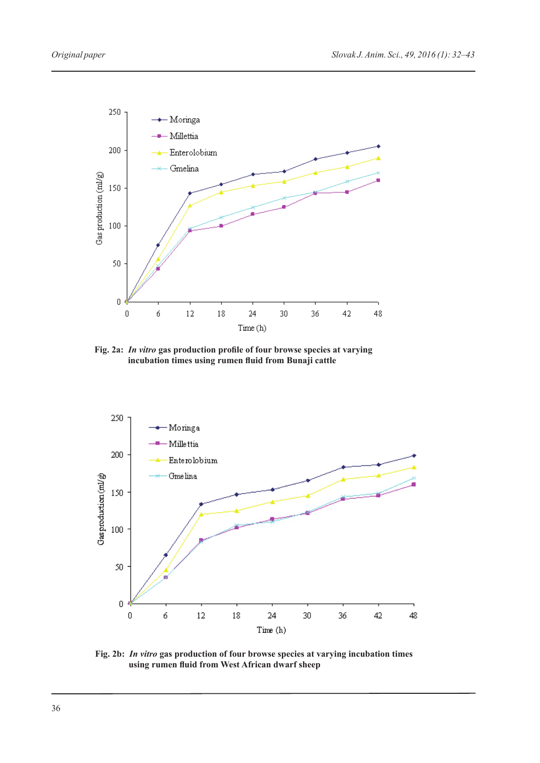**Fig. 2a:** ***In vitro*** **gas production profile of four browse species at varying incubation times using rumen fluid from Bunaji cattle**

**Fig. 2b:** ***In vitro*** **gas production of four browse species at varying incubation times using rumen fluid from West African dwarf sheep**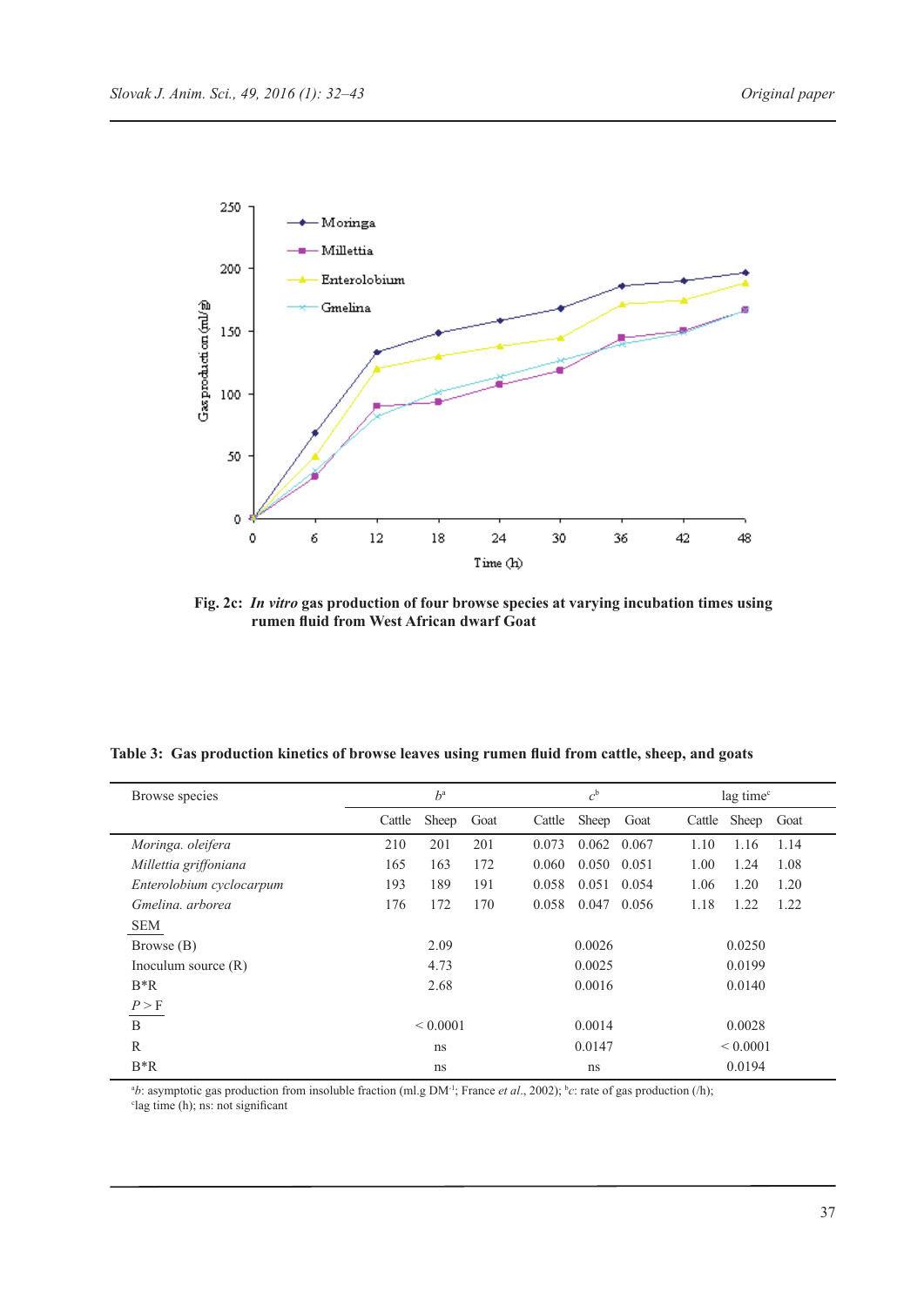Fig. 2c: *In vitro* gas production of four browse species at varying incubation times using rumen fluid from West African dwarf Goat

**Table 3: Gas production kinetics of browse leaves using rumen fluid from cattle, sheep, and goats**

| Browse species | $b$[a] | | | $c$[b] | | | lag time[c] | | |
|---|---|---|---|---|---|---|---|---|---|
| | Cattle | Sheep | Goat | Cattle | Sheep | Goat | Cattle | Sheep | Goat |
| *Moringa. oleifera* | 210 | 201 | 201 | 0.073 | 0.062 | 0.067 | 1.10 | 1.16 | 1.14 |
| *Millettia griffoniana* | 165 | 163 | 172 | 0.060 | 0.050 | 0.051 | 1.00 | 1.24 | 1.08 |
| *Enterolobium cyclocarpum* | 193 | 189 | 191 | 0.058 | 0.051 | 0.054 | 1.06 | 1.20 | 1.20 |
| *Gmelina. arborea* | 176 | 172 | 170 | 0.058 | 0.047 | 0.056 | 1.18 | 1.22 | 1.22 |
| SEM | | | | | | | | | |
| Browse (B) | | 2.09 | | | 0.0026 | | | 0.0250 | |
| Inoculum source (R) | | 4.73 | | | 0.0025 | | | 0.0199 | |
| B*R | | 2.68 | | | 0.0016 | | | 0.0140 | |
| $P > F$ | | | | | | | | | |
| B | | < 0.0001 | | | 0.0014 | | | 0.0028 | |
| R | | ns | | | 0.0147 | | | < 0.0001 | |
| B*R | | ns | | | ns | | | 0.0194 | |

[a]$b$: asymptotic gas production from insoluble fraction (ml.g DM$^{-1}$; France *et al*., 2002); [b]$c$: rate of gas production (/h); [c]lag time (h); ns: not significant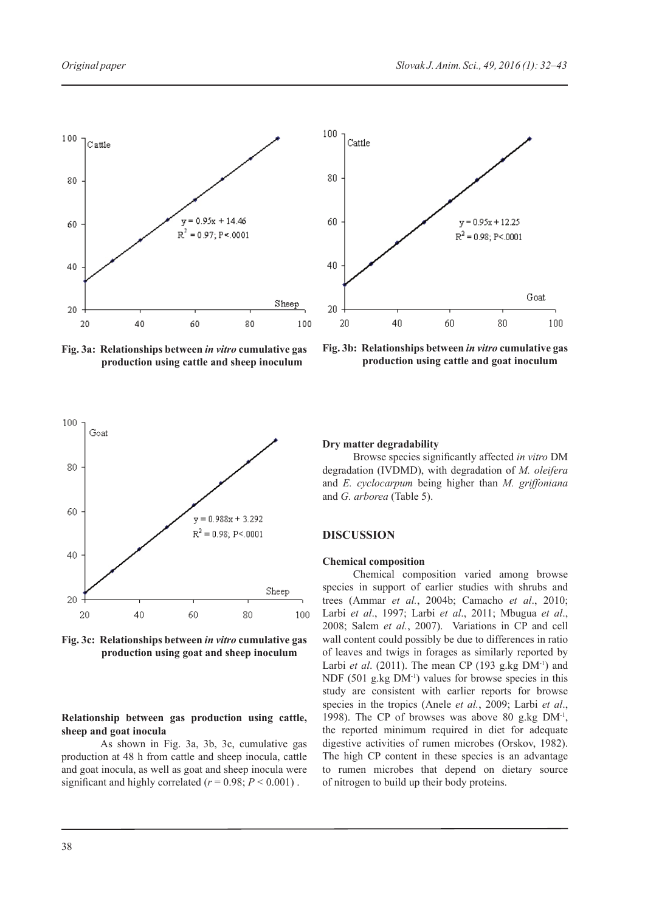Fig. 3a: Relationships between *in vitro* cumulative gas production using cattle and sheep inoculum

Fig. 3b: Relationships between *in vitro* cumulative gas production using cattle and goat inoculum

Fig. 3c: Relationships between *in vitro* cumulative gas production using goat and sheep inoculum

### Relationship between gas production using cattle, sheep and goat inocula

As shown in Fig. 3a, 3b, 3c, cumulative gas production at 48 h from cattle and sheep inocula, cattle and goat inocula, as well as goat and sheep inocula were significant and highly correlated ($r = 0.98$; $P < 0.001$) .

### Dry matter degradability

Browse species significantly affected *in vitro* DM degradation (IVDMD), with degradation of *M. oleifera* and *E. cyclocarpum* being higher than *M. griffoniana* and *G. arborea* (Table 5).

## DISCUSSION

### Chemical composition

Chemical composition varied among browse species in support of earlier studies with shrubs and trees (Ammar *et al.*, 2004b; Camacho *et al*., 2010; Larbi *et al*., 1997; Larbi *et al*., 2011; Mbugua *et al*., 2008; Salem *et al.*, 2007). Variations in CP and cell wall content could possibly be due to differences in ratio of leaves and twigs in forages as similarly reported by Larbi *et al*. (2011). The mean CP (193 $g.kg\ DM^{-1}$) and NDF (501 $g.kg\ DM^{-1}$) values for browse species in this study are consistent with earlier reports for browse species in the tropics (Anele *et al.*, 2009; Larbi *et al*., 1998). The CP of browses was above 80 $g.kg\ DM^{-1}$, the reported minimum required in diet for adequate digestive activities of rumen microbes (Orskov, 1982). The high CP content in these species is an advantage to rumen microbes that depend on dietary source of nitrogen to build up their body proteins.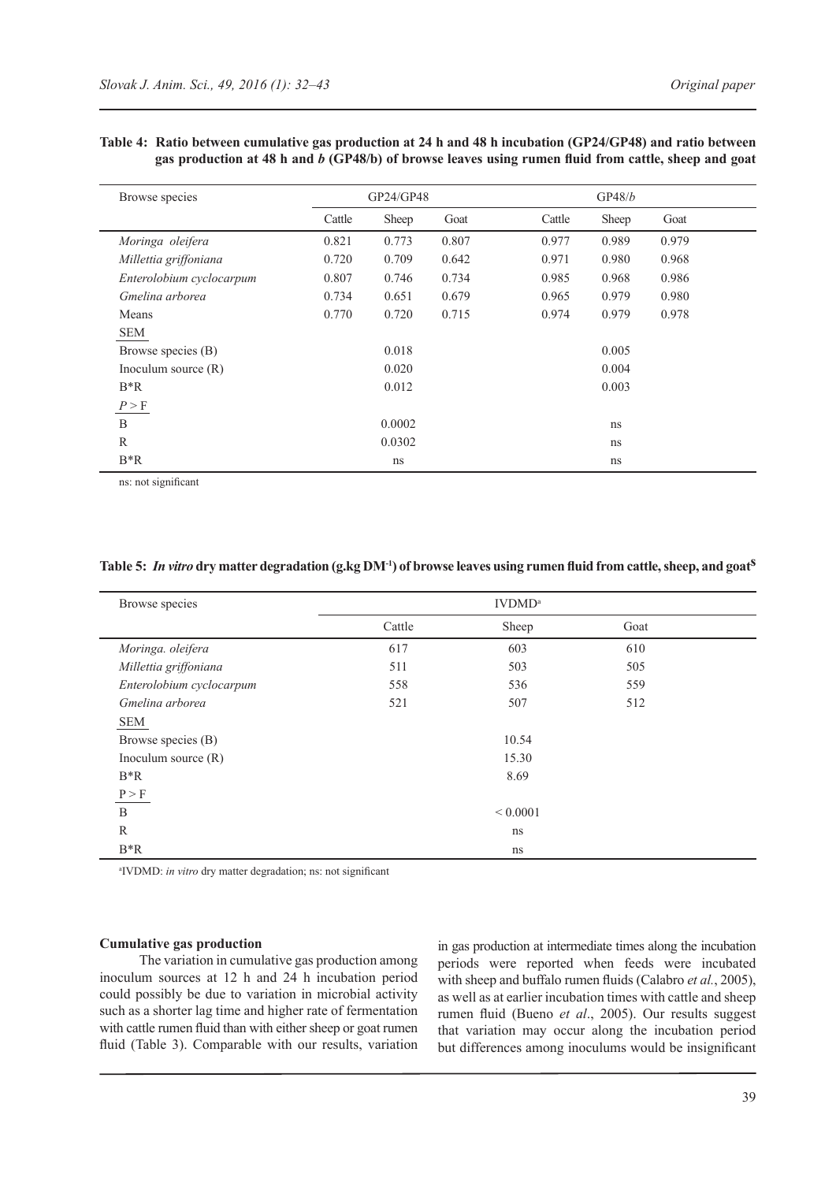**Table 4: Ratio between cumulative gas production at 24 h and 48 h incubation (GP24/GP48) and ratio between gas production at 48 h and *b* (GP48/b) of browse leaves using rumen fluid from cattle, sheep and goat**

| Browse species | GP24/GP48 | | | GP48/*b* | | |
|---|---|---|---|---|---|---|
| | Cattle | Sheep | Goat | Cattle | Sheep | Goat |
| *Moringa oleifera* | 0.821 | 0.773 | 0.807 | 0.977 | 0.989 | 0.979 |
| *Millettia griffoniana* | 0.720 | 0.709 | 0.642 | 0.971 | 0.980 | 0.968 |
| *Enterolobium cyclocarpum* | 0.807 | 0.746 | 0.734 | 0.985 | 0.968 | 0.986 |
| *Gmelina arborea* | 0.734 | 0.651 | 0.679 | 0.965 | 0.979 | 0.980 |
| Means | 0.770 | 0.720 | 0.715 | 0.974 | 0.979 | 0.978 |
| SEM | | | | | | |
| Browse species (B) | | 0.018 | | | 0.005 | |
| Inoculum source (R) | | 0.020 | | | 0.004 | |
| B*R | | 0.012 | | | 0.003 | |
| $P > F$ | | | | | | |
| B | | 0.0002 | | | ns | |
| R | | 0.0302 | | | ns | |
| B*R | | ns | | | ns | |

ns: not significant

**Table 5: *In vitro* dry matter degradation (g.kg DM$^{-1}$) of browse leaves using rumen fluid from cattle, sheep, and goat$^{\$}$**

| Browse species | IVDMD[a] | | |
|---|---|---|---|
| | Cattle | Sheep | Goat |
| *Moringa. oleifera* | 617 | 603 | 610 |
| *Millettia griffoniana* | 511 | 503 | 505 |
| *Enterolobium cyclocarpum* | 558 | 536 | 559 |
| *Gmelina arborea* | 521 | 507 | 512 |
| SEM | | | |
| Browse species (B) | | 10.54 | |
| Inoculum source (R) | | 15.30 | |
| B*R | | 8.69 | |
| $P > F$ | | | |
| B | | < 0.0001 | |
| R | | ns | |
| B*R | | ns | |

[a]IVDMD: *in vitro* dry matter degradation; ns: not significant

**Cumulative gas production**

The variation in cumulative gas production among inoculum sources at 12 h and 24 h incubation period could possibly be due to variation in microbial activity such as a shorter lag time and higher rate of fermentation with cattle rumen fluid than with either sheep or goat rumen fluid (Table 3). Comparable with our results, variation in gas production at intermediate times along the incubation periods were reported when feeds were incubated with sheep and buffalo rumen fluids (Calabro *et al.*, 2005), as well as at earlier incubation times with cattle and sheep rumen fluid (Bueno *et al*., 2005). Our results suggest that variation may occur along the incubation period but differences among inoculums would be insignificant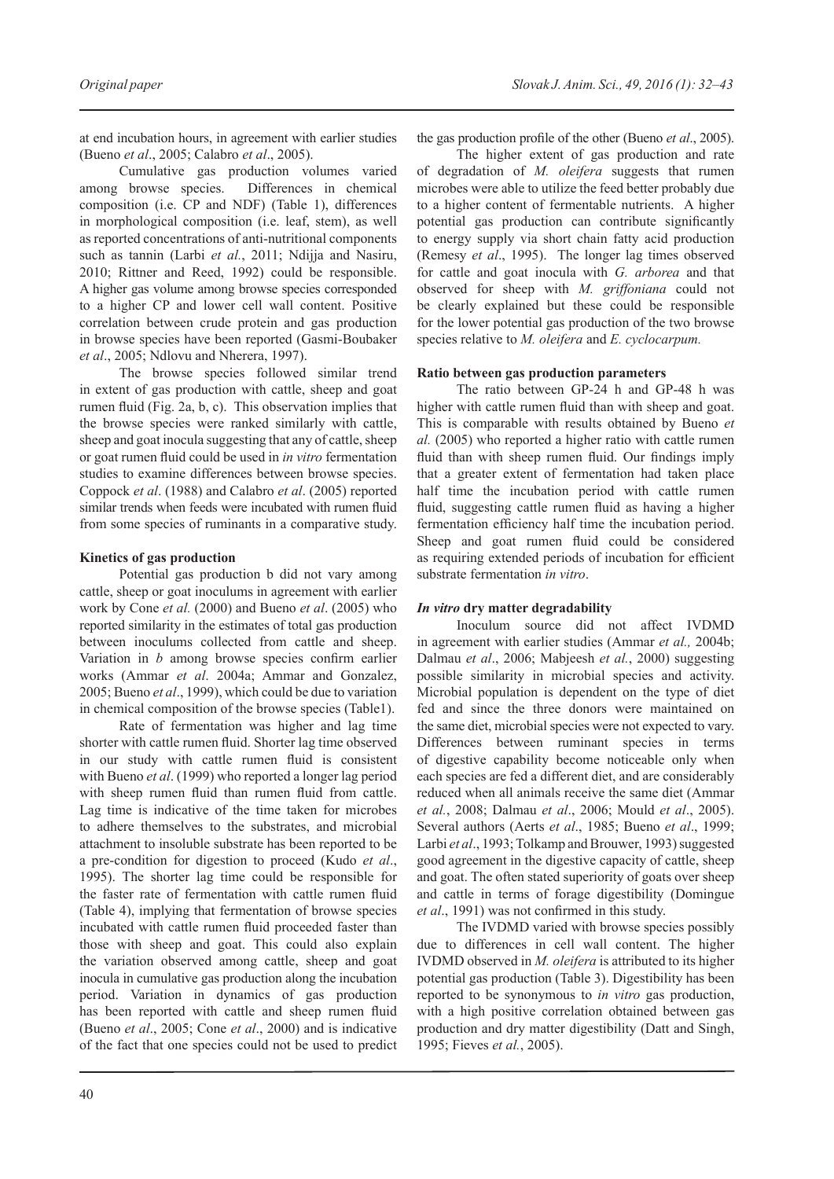at end incubation hours, in agreement with earlier studies (Bueno *et al*., 2005; Calabro *et al*., 2005).

Cumulative gas production volumes varied among browse species. Differences in chemical composition (i.e. CP and NDF) (Table 1), differences in morphological composition (i.e. leaf, stem), as well as reported concentrations of anti-nutritional components such as tannin (Larbi *et al.*, 2011; Ndijja and Nasiru, 2010; Rittner and Reed, 1992) could be responsible. A higher gas volume among browse species corresponded to a higher CP and lower cell wall content. Positive correlation between crude protein and gas production in browse species have been reported (Gasmi-Boubaker *et al*., 2005; Ndlovu and Nherera, 1997).

The browse species followed similar trend in extent of gas production with cattle, sheep and goat rumen fluid (Fig. 2a, b, c). This observation implies that the browse species were ranked similarly with cattle, sheep and goat inocula suggesting that any of cattle, sheep or goat rumen fluid could be used in *in vitro* fermentation studies to examine differences between browse species. Coppock *et al*. (1988) and Calabro *et al*. (2005) reported similar trends when feeds were incubated with rumen fluid from some species of ruminants in a comparative study.

**Kinetics of gas production**

Potential gas production b did not vary among cattle, sheep or goat inoculums in agreement with earlier work by Cone *et al.* (2000) and Bueno *et al*. (2005) who reported similarity in the estimates of total gas production between inoculums collected from cattle and sheep. Variation in *b* among browse species confirm earlier works (Ammar *et al*. 2004a; Ammar and Gonzalez, 2005; Bueno *et al*., 1999), which could be due to variation in chemical composition of the browse species (Table1).

Rate of fermentation was higher and lag time shorter with cattle rumen fluid. Shorter lag time observed in our study with cattle rumen fluid is consistent with Bueno *et al*. (1999) who reported a longer lag period with sheep rumen fluid than rumen fluid from cattle. Lag time is indicative of the time taken for microbes to adhere themselves to the substrates, and microbial attachment to insoluble substrate has been reported to be a pre-condition for digestion to proceed (Kudo *et al*., 1995). The shorter lag time could be responsible for the faster rate of fermentation with cattle rumen fluid (Table 4), implying that fermentation of browse species incubated with cattle rumen fluid proceeded faster than those with sheep and goat. This could also explain the variation observed among cattle, sheep and goat inocula in cumulative gas production along the incubation period. Variation in dynamics of gas production has been reported with cattle and sheep rumen fluid (Bueno *et al*., 2005; Cone *et al*., 2000) and is indicative of the fact that one species could not be used to predict the gas production profile of the other (Bueno *et al*., 2005).

The higher extent of gas production and rate of degradation of *M. oleifera* suggests that rumen microbes were able to utilize the feed better probably due to a higher content of fermentable nutrients. A higher potential gas production can contribute significantly to energy supply via short chain fatty acid production (Remesy *et al*., 1995). The longer lag times observed for cattle and goat inocula with *G. arborea* and that observed for sheep with *M. griffoniana* could not be clearly explained but these could be responsible for the lower potential gas production of the two browse species relative to *M. oleifera* and *E. cyclocarpum.*

**Ratio between gas production parameters**

The ratio between GP-24 h and GP-48 h was higher with cattle rumen fluid than with sheep and goat. This is comparable with results obtained by Bueno *et al.* (2005) who reported a higher ratio with cattle rumen fluid than with sheep rumen fluid. Our findings imply that a greater extent of fermentation had taken place half time the incubation period with cattle rumen fluid, suggesting cattle rumen fluid as having a higher fermentation efficiency half time the incubation period. Sheep and goat rumen fluid could be considered as requiring extended periods of incubation for efficient substrate fermentation *in vitro*.

***In vitro* dry matter degradability**

Inoculum source did not affect IVDMD in agreement with earlier studies (Ammar *et al.,* 2004b; Dalmau *et al*., 2006; Mabjeesh *et al.*, 2000) suggesting possible similarity in microbial species and activity. Microbial population is dependent on the type of diet fed and since the three donors were maintained on the same diet, microbial species were not expected to vary. Differences between ruminant species in terms of digestive capability become noticeable only when each species are fed a different diet, and are considerably reduced when all animals receive the same diet (Ammar *et al.*, 2008; Dalmau *et al*., 2006; Mould *et al*., 2005). Several authors (Aerts *et al*., 1985; Bueno *et al*., 1999; Larbi *et al*., 1993; Tolkamp and Brouwer, 1993) suggested good agreement in the digestive capacity of cattle, sheep and goat. The often stated superiority of goats over sheep and cattle in terms of forage digestibility (Domingue *et al*., 1991) was not confirmed in this study.

The IVDMD varied with browse species possibly due to differences in cell wall content. The higher IVDMD observed in *M. oleifera* is attributed to its higher potential gas production (Table 3). Digestibility has been reported to be synonymous to *in vitro* gas production, with a high positive correlation obtained between gas production and dry matter digestibility (Datt and Singh, 1995; Fieves *et al.*, 2005).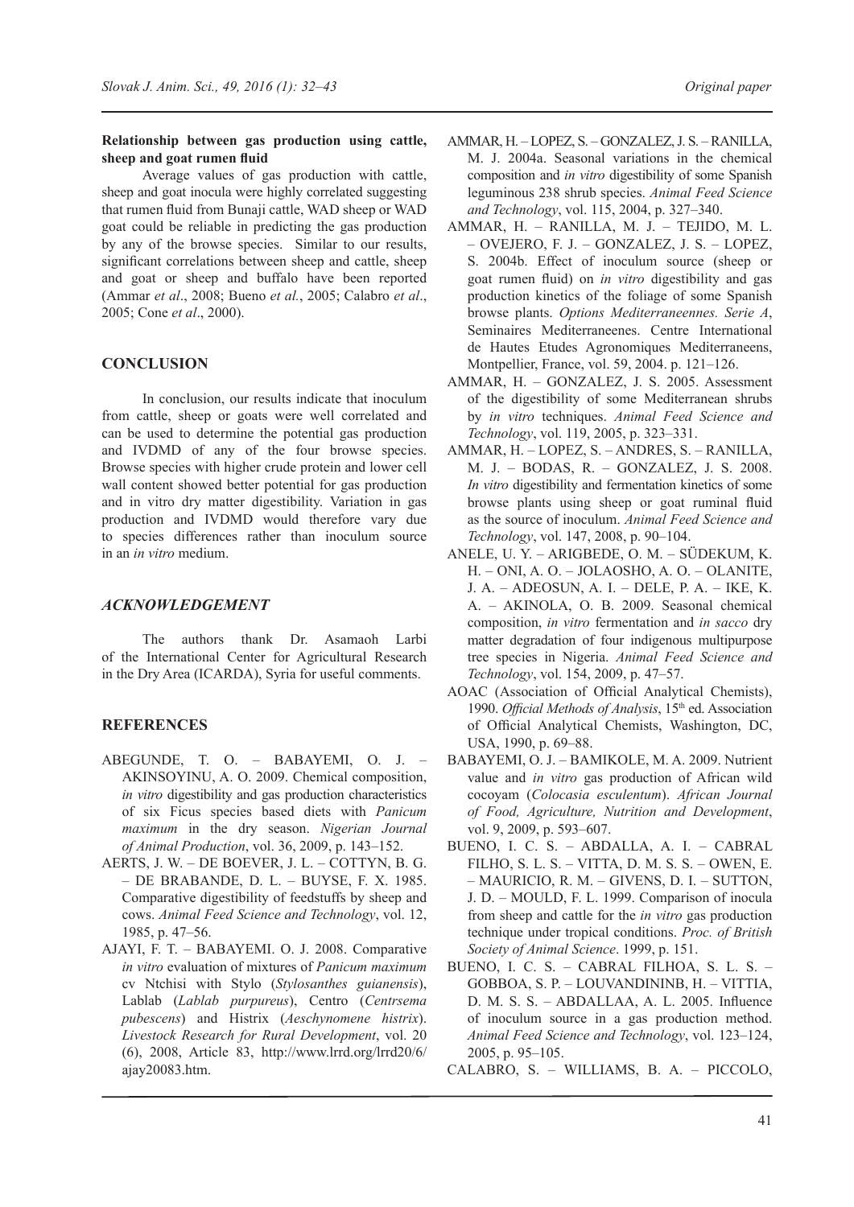**Relationship between gas production using cattle, sheep and goat rumen fluid**

Average values of gas production with cattle, sheep and goat inocula were highly correlated suggesting that rumen fluid from Bunaji cattle, WAD sheep or WAD goat could be reliable in predicting the gas production by any of the browse species. Similar to our results, significant correlations between sheep and cattle, sheep and goat or sheep and buffalo have been reported (Ammar *et al*., 2008; Bueno *et al.*, 2005; Calabro *et al*., 2005; Cone *et al*., 2000).

## CONCLUSION

In conclusion, our results indicate that inoculum from cattle, sheep or goats were well correlated and can be used to determine the potential gas production and IVDMD of any of the four browse species. Browse species with higher crude protein and lower cell wall content showed better potential for gas production and in vitro dry matter digestibility. Variation in gas production and IVDMD would therefore vary due to species differences rather than inoculum source in an *in vitro* medium.

## *ACKNOWLEDGEMENT*

The authors thank Dr. Asamaoh Larbi of the International Center for Agricultural Research in the Dry Area (ICARDA), Syria for useful comments.

## REFERENCES

ABEGUNDE, T. O. – BABAYEMI, O. J. – AKINSOYINU, A. O. 2009. Chemical composition, *in vitro* digestibility and gas production characteristics of six Ficus species based diets with *Panicum maximum* in the dry season. *Nigerian Journal of Animal Production*, vol. 36, 2009, p. 143–152.

AERTS, J. W. – DE BOEVER, J. L. – COTTYN, B. G. – DE BRABANDE, D. L. – BUYSE, F. X. 1985. Comparative digestibility of feedstuffs by sheep and cows. *Animal Feed Science and Technology*, vol. 12, 1985, p. 47–56.

AJAYI, F. T. – BABAYEMI. O. J. 2008. Comparative *in vitro* evaluation of mixtures of *Panicum maximum* cv Ntchisi with Stylo (*Stylosanthes guianensis*), Lablab (*Lablab purpureus*), Centro (*Centrsema pubescens*) and Histrix (*Aeschynomene histrix*). *Livestock Research for Rural Development*, vol. 20 (6), 2008, Article 83, http://www.lrrd.org/lrrd20/6/ajay20083.htm.

AMMAR, H. – LOPEZ, S. – GONZALEZ, J. S. – RANILLA, M. J. 2004a. Seasonal variations in the chemical composition and *in vitro* digestibility of some Spanish leguminous 238 shrub species. *Animal Feed Science and Technology*, vol. 115, 2004, p. 327–340.

AMMAR, H. – RANILLA, M. J. – TEJIDO, M. L. – OVEJERO, F. J. – GONZALEZ, J. S. – LOPEZ, S. 2004b. Effect of inoculum source (sheep or goat rumen fluid) on *in vitro* digestibility and gas production kinetics of the foliage of some Spanish browse plants. *Options Mediterraneennes. Serie A*, Seminaires Mediterraneenes. Centre International de Hautes Etudes Agronomiques Mediterraneens, Montpellier, France, vol. 59, 2004. p. 121–126.

AMMAR, H. – GONZALEZ, J. S. 2005. Assessment of the digestibility of some Mediterranean shrubs by *in vitro* techniques. *Animal Feed Science and Technology*, vol. 119, 2005, p. 323–331.

AMMAR, H. – LOPEZ, S. – ANDRES, S. – RANILLA, M. J. – BODAS, R. – GONZALEZ, J. S. 2008. *In vitro* digestibility and fermentation kinetics of some browse plants using sheep or goat ruminal fluid as the source of inoculum. *Animal Feed Science and Technology*, vol. 147, 2008, p. 90–104.

ANELE, U. Y. – ARIGBEDE, O. M. – SÜDEKUM, K. H. – ONI, A. O. – JOLAOSHO, A. O. – OLANITE, J. A. – ADEOSUN, A. I. – DELE, P. A. – IKE, K. A. – AKINOLA, O. B. 2009. Seasonal chemical composition, *in vitro* fermentation and *in sacco* dry matter degradation of four indigenous multipurpose tree species in Nigeria. *Animal Feed Science and Technology*, vol. 154, 2009, p. 47–57.

AOAC (Association of Official Analytical Chemists), 1990. *Official Methods of Analysis*, 15th ed. Association of Official Analytical Chemists, Washington, DC, USA, 1990, p. 69–88.

BABAYEMI, O. J. – BAMIKOLE, M. A. 2009. Nutrient value and *in vitro* gas production of African wild cocoyam (*Colocasia esculentum*). *African Journal of Food, Agriculture, Nutrition and Development*, vol. 9, 2009, p. 593–607.

BUENO, I. C. S. – ABDALLA, A. I. – CABRAL FILHO, S. L. S. – VITTA, D. M. S. S. – OWEN, E. – MAURICIO, R. M. – GIVENS, D. I. – SUTTON, J. D. – MOULD, F. L. 1999. Comparison of inocula from sheep and cattle for the *in vitro* gas production technique under tropical conditions. *Proc. of British Society of Animal Science*. 1999, p. 151.

BUENO, I. C. S. – CABRAL FILHOA, S. L. S. – GOBBOA, S. P. – LOUVANDININB, H. – VITTIA, D. M. S. S. – ABDALLAA, A. L. 2005. Influence of inoculum source in a gas production method. *Animal Feed Science and Technology*, vol. 123–124, 2005, p. 95–105.

CALABRO, S. – WILLIAMS, B. A. – PICCOLO,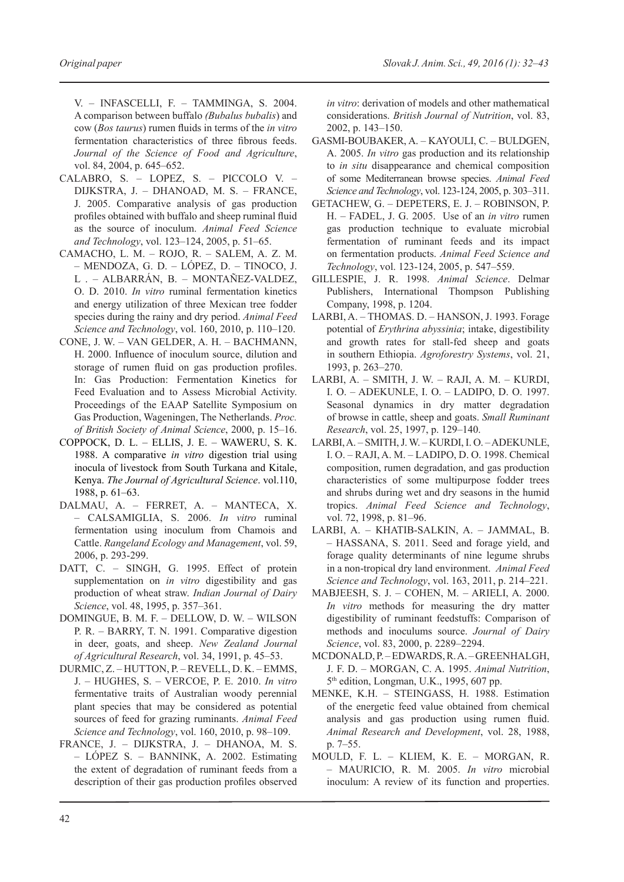V. – INFASCELLI, F. – TAMMINGA, S. 2004. A comparison between buffalo *(Bubalus bubalis*) and cow (*Bos taurus*) rumen fluids in terms of the *in vitro* fermentation characteristics of three fibrous feeds. *Journal of the Science of Food and Agriculture*, vol. 84, 2004, p. 645–652.

CALABRO, S. – LOPEZ, S. – PICCOLO V. – DIJKSTRA, J. – DHANOAD, M. S. – FRANCE, J. 2005. Comparative analysis of gas production profiles obtained with buffalo and sheep ruminal fluid as the source of inoculum. *Animal Feed Science and Technology*, vol. 123–124, 2005, p. 51–65.

CAMACHO, L. M. – ROJO, R. – SALEM, A. Z. M. – MENDOZA, G. D. – LÓPEZ, D. – TINOCO, J. L . – ALBARRÁN, B. – MONTAÑEZ-VALDEZ, O. D. 2010. *In vitro* ruminal fermentation kinetics and energy utilization of three Mexican tree fodder species during the rainy and dry period. *Animal Feed Science and Technology*, vol. 160, 2010, p. 110–120.

CONE, J. W. – VAN GELDER, A. H. – BACHMANN, H. 2000. Influence of inoculum source, dilution and storage of rumen fluid on gas production profiles. In: Gas Production: Fermentation Kinetics for Feed Evaluation and to Assess Microbial Activity. Proceedings of the EAAP Satellite Symposium on Gas Production, Wageningen, The Netherlands. *Proc. of British Society of Animal Science*, 2000, p. 15–16.

COPPOCK, D. L. – ELLIS, J. E. – WAWERU, S. K. 1988. A comparative *in vitro* digestion trial using inocula of livestock from South Turkana and Kitale, Kenya. *The Journal of Agricultural Science*. vol.110, 1988, p. 61–63.

DALMAU, A. – FERRET, A. – MANTECA, X. – CALSAMIGLIA, S. 2006. *In vitro* ruminal fermentation using inoculum from Chamois and Cattle. *Rangeland Ecology and Management*, vol. 59, 2006, p. 293-299.

DATT, C. – SINGH, G. 1995. Effect of protein supplementation on *in vitro* digestibility and gas production of wheat straw. *Indian Journal of Dairy Science*, vol. 48, 1995, p. 357–361.

DOMINGUE, B. M. F. – DELLOW, D. W. – WILSON P. R. – BARRY, T. N. 1991. Comparative digestion in deer, goats, and sheep. *New Zealand Journal of Agricultural Research*, vol. 34, 1991, p. 45–53.

DURMIC, Z. – HUTTON, P. – REVELL, D. K. – EMMS, J. – HUGHES, S. – VERCOE, P. E. 2010. *In vitro* fermentative traits of Australian woody perennial plant species that may be considered as potential sources of feed for grazing ruminants. *Animal Feed Science and Technology*, vol. 160, 2010, p. 98–109.

FRANCE, J. – DIJKSTRA, J. – DHANOA, M. S. – LÓPEZ S. – BANNINK, A. 2002. Estimating the extent of degradation of ruminant feeds from a description of their gas production profiles observed *in vitro*: derivation of models and other mathematical considerations. *British Journal of Nutrition*, vol. 83, 2002, p. 143–150.

GASMI-BOUBAKER, A. – KAYOULI, C. – BULDGEN, A. 2005. *In vitro* gas production and its relationship to *in situ* disappearance and chemical composition of some Mediterranean browse species. *Animal Feed Science and Technology*, vol. 123-124, 2005, p. 303–311.

GETACHEW, G. – DEPETERS, E. J. – ROBINSON, P. H. – FADEL, J. G. 2005. Use of an *in vitro* rumen gas production technique to evaluate microbial fermentation of ruminant feeds and its impact on fermentation products. *Animal Feed Science and Technology*, vol. 123-124, 2005, p. 547–559.

GILLESPIE, J. R. 1998. *Animal Science*. Delmar Publishers, International Thompson Publishing Company, 1998, p. 1204.

LARBI, A. – THOMAS. D. – HANSON, J. 1993. Forage potential of *Erythrina abyssinia*; intake, digestibility and growth rates for stall-fed sheep and goats in southern Ethiopia. *Agroforestry Systems*, vol. 21, 1993, p. 263–270.

LARBI, A. – SMITH, J. W. – RAJI, A. M. – KURDI, I. O. – ADEKUNLE, I. O. – LADIPO, D. O. 1997. Seasonal dynamics in dry matter degradation of browse in cattle, sheep and goats. *Small Ruminant Research*, vol. 25, 1997, p. 129–140.

LARBI, A. – SMITH, J. W. – KURDI, I. O. – ADEKUNLE, I. O. – RAJI, A. M. – LADIPO, D. O. 1998. Chemical composition, rumen degradation, and gas production characteristics of some multipurpose fodder trees and shrubs during wet and dry seasons in the humid tropics. *Animal Feed Science and Technology*, vol. 72, 1998, p. 81–96.

LARBI, A. – KHATIB-SALKIN, A. – JAMMAL, B. – HASSANA, S. 2011. Seed and forage yield, and forage quality determinants of nine legume shrubs in a non-tropical dry land environment. *Animal Feed Science and Technology*, vol. 163, 2011, p. 214–221.

MABJEESH, S. J. – COHEN, M. – ARIELI, A. 2000. *In vitro* methods for measuring the dry matter digestibility of ruminant feedstuffs: Comparison of methods and inoculums source. *Journal of Dairy Science*, vol. 83, 2000, p. 2289–2294.

MCDONALD, P. – EDWARDS, R. A. – GREENHALGH, J. F. D. – MORGAN, C. A. 1995. *Animal Nutrition*, 5th edition, Longman, U.K., 1995, 607 pp.

MENKE, K.H. – STEINGASS, H. 1988. Estimation of the energetic feed value obtained from chemical analysis and gas production using rumen fluid. *Animal Research and Development*, vol. 28, 1988, p. 7–55.

MOULD, F. L. – KLIEM, K. E. – MORGAN, R. – MAURICIO, R. M. 2005. *In vitro* microbial inoculum: A review of its function and properties.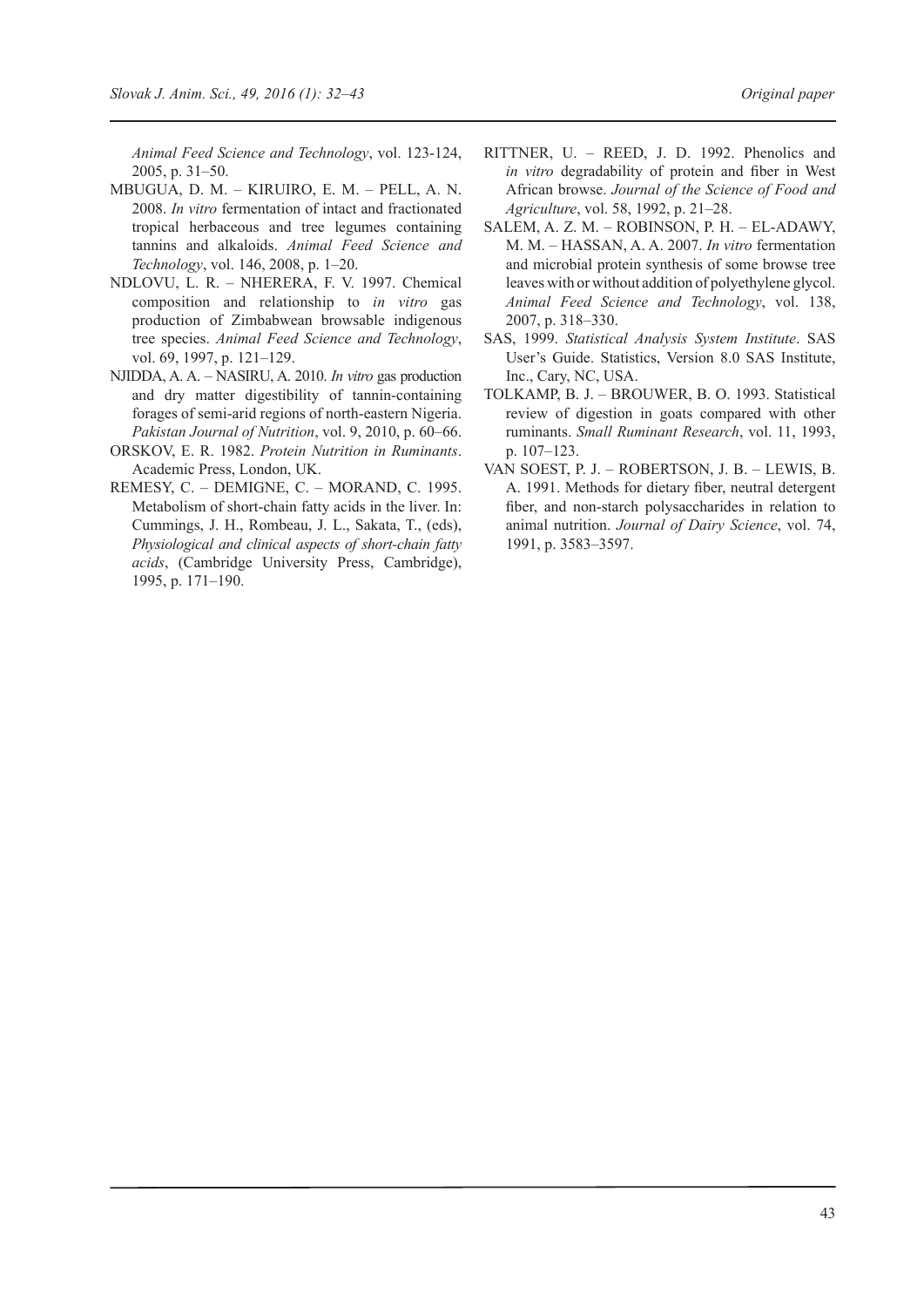*Animal Feed Science and Technology*, vol. 123-124, 2005, p. 31–50.

MBUGUA, D. M. – KIRUIRO, E. M. – PELL, A. N. 2008. *In vitro* fermentation of intact and fractionated tropical herbaceous and tree legumes containing tannins and alkaloids. *Animal Feed Science and Technology*, vol. 146, 2008, p. 1–20.

NDLOVU, L. R. – NHERERA, F. V. 1997. Chemical composition and relationship to *in vitro* gas production of Zimbabwean browsable indigenous tree species. *Animal Feed Science and Technology*, vol. 69, 1997, p. 121–129.

NJIDDA, A. A. – NASIRU, A. 2010. *In vitro* gas production and dry matter digestibility of tannin-containing forages of semi-arid regions of north-eastern Nigeria. *Pakistan Journal of Nutrition*, vol. 9, 2010, p. 60–66.

ORSKOV, E. R. 1982. *Protein Nutrition in Ruminants*. Academic Press, London, UK.

REMESY, C. – DEMIGNE, C. – MORAND, C. 1995. Metabolism of short-chain fatty acids in the liver. In: Cummings, J. H., Rombeau, J. L., Sakata, T., (eds), *Physiological and clinical aspects of short-chain fatty acids*, (Cambridge University Press, Cambridge), 1995, p. 171–190.

RITTNER, U. – REED, J. D. 1992. Phenolics and *in vitro* degradability of protein and fiber in West African browse. *Journal of the Science of Food and Agriculture*, vol. 58, 1992, p. 21–28.

SALEM, A. Z. M. – ROBINSON, P. H. – EL-ADAWY, M. M. – HASSAN, A. A. 2007. *In vitro* fermentation and microbial protein synthesis of some browse tree leaves with or without addition of polyethylene glycol. *Animal Feed Science and Technology*, vol. 138, 2007, p. 318–330.

SAS, 1999. *Statistical Analysis System Institute*. SAS User's Guide. Statistics, Version 8.0 SAS Institute, Inc., Cary, NC, USA.

TOLKAMP, B. J. – BROUWER, B. O. 1993. Statistical review of digestion in goats compared with other ruminants. *Small Ruminant Research*, vol. 11, 1993, p. 107–123.

VAN SOEST, P. J. – ROBERTSON, J. B. – LEWIS, B. A. 1991. Methods for dietary fiber, neutral detergent fiber, and non-starch polysaccharides in relation to animal nutrition. *Journal of Dairy Science*, vol. 74, 1991, p. 3583–3597.